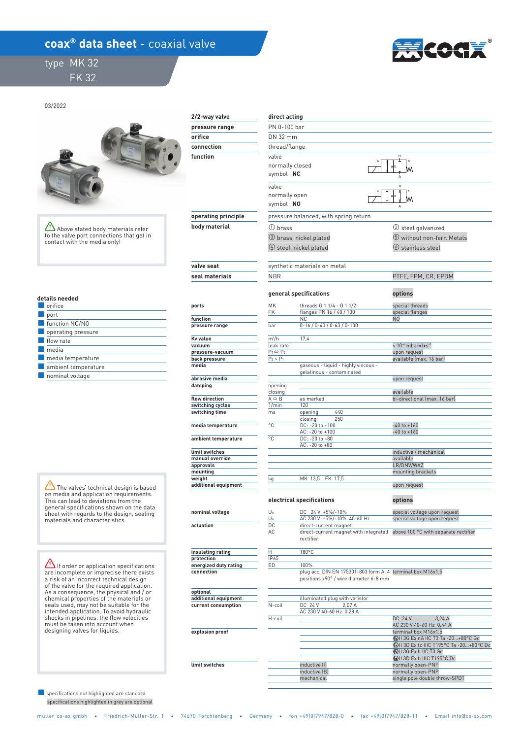# coax® data sheet - coaxial valve

type MK 32
FK 32

03/2022

⚠ Above stated body materials refer to the valve port connections that get in contact with the media only!

| | |
|---|---|
| **2/2-way valve** | **direct acting** |
| **pressure range** | PN 0-100 bar |
| **orifice** | DN 32 mm |
| **connection** | thread/flange |
| **function** | valve normally closed symbol **NC** |
| | valve normally open symbol **NO** |
| **operating principle** | pressure balanced, with spring return |
| **body material** | ① brass; ③ brass, nickel plated; ④ steel, nickel plated; ② steel galvanized; ⑤ without non-ferr. Metals; ⑥ stainless steel |
| **valve seat** | synthetic materials on metal |
| **seal materials** | NBR / PTFE, FPM, CR, EPDM |

### details needed

- orifice
- port
- function NC/NO
- operating pressure
- flow rate
- media
- media temperature
- ambient temperature
- nominal voltage

| | | **general specifications** | **options** |
|---|---|---|---|
| **ports** | MK | threads G 1 1/4 - G 1 1/2 | special threads |
| | FK | flanges PN 16 / 40 / 100 | special flanges |
| **function** | | NC | NO |
| **pressure range** | bar | 0-16 / 0-40 / 0-63 / 0-100 | |
| **Kv value** | m³/h | 17,4 | |
| **vacuum** | leak rate | | < 10⁻⁶ mbar•l•s⁻¹ |
| **pressure-vacuum** | $P_1 \Leftrightarrow P_2$ | | upon request |
| **back pressure** | $P_2 > P_1$ | | available (max. 16 bar) |
| **media** | | gaseous - liquid - highly viscous - gelatinous - contaminated | |
| **abrasive media** | | | upon request |
| **damping** | opening | | |
| | closing | | available |
| **flow direction** | A ⇨ B | as marked | bi-directional (max. 16 bar) |
| **switching cycles** | 1/min | 120 | |
| **switching time** | ms | opening 440 | |
| | | closing 250 | |
| **media temperature** | °C | DC: -20 to +100 | -40 to +160 |
| | | AC: -20 to +100 | -40 to +160 |
| **ambient temperature** | °C | DC: -20 to +80 | |
| | | AC: -20 to +80 | |
| **limit switches** | | | inductive / mechanical |
| **manual override** | | | available |
| **approvals** | | | LR/DNV/WAZ |
| **mounting** | | | mounting brackets |
| **weight** | kg | MK 13,5 FK 17,5 | |
| **additional equipment** | | | upon request |

⚠ The valves' technical design is based on media and application requirements. This can lead to deviations from the general specifications shown on the data sheet with regards to the design, sealing materials and characteristics.

⚠ If order or application specifications are incomplete or imprecise there exists a risk of an incorrect technical design of the valve for the required application. As a consequence, the physical and / or chemical properties of the materials or seals used, may not be suitable for the intended application. To avoid hydraulic shocks in pipelines, the flow velocities must be taken into account when designing valves for liquids.

| | | **electrical specifications** | **options** |
|---|---|---|---|
| **nominal voltage** | $U_n$ | DC 24 V +5%/-10% | special voltage upon request |
| | $U_n$ | AC 230 V +5%/-10% 40-60 Hz | special voltage upon request |
| **actuation** | DC | direct-current magnet | |
| | AC | direct-current magnet with integrated rectifier | above 100 °C with separate rectifier |
| **insulating rating** | H | 180°C | |
| **protection** | IP65 | | |
| **energized duty rating** | ED | 100% | |
| **connection** | | plug acc. DIN EN 175301-803 form A, 4 positions x90° / wire diameter 6-8 mm | terminal box M16x1,5 |
| **optional additional equipment** | | illuminated plug with varistor | |
| **current consumption** | N-coil | DC 24 V 2,07 A | |
| | | AC 230 V 40-60 Hz 0,28 A | |
| | H-coil | | DC 24 V 3,24 A |
| | | | AC 230 V 40-60 Hz 0,44 A |
| **explosion proof** | | | terminal box M16x1,5 |
| | | | Ex II 3G Ex nA IIC T3 Ta -20...+80°C Gc |
| | | | Ex II 3D Ex tc IIIC T195°C Ta -20...+80°C Dc |
| | | | Ex II 3G Ex h IIC T3 Gc |
| | | | Ex II 3D Ex h IIIC T195°C Dc |
| **limit switches** | | inductive (I) | normally open-PNP |
| | | inductive (B) | normally open-PNP |
| | | mechanical | single pole double throw-SPDT |

- specifications not highlighted are standard
- specifications highlighted in grey are optional

müller co-ax gmbh • Friedrich-Müller-Str. 1 • 74670 Forchtenberg • Germany • fon +49(0)7947/828-0 • fax +49(0)7947/828-11 • Email info@co-ax.com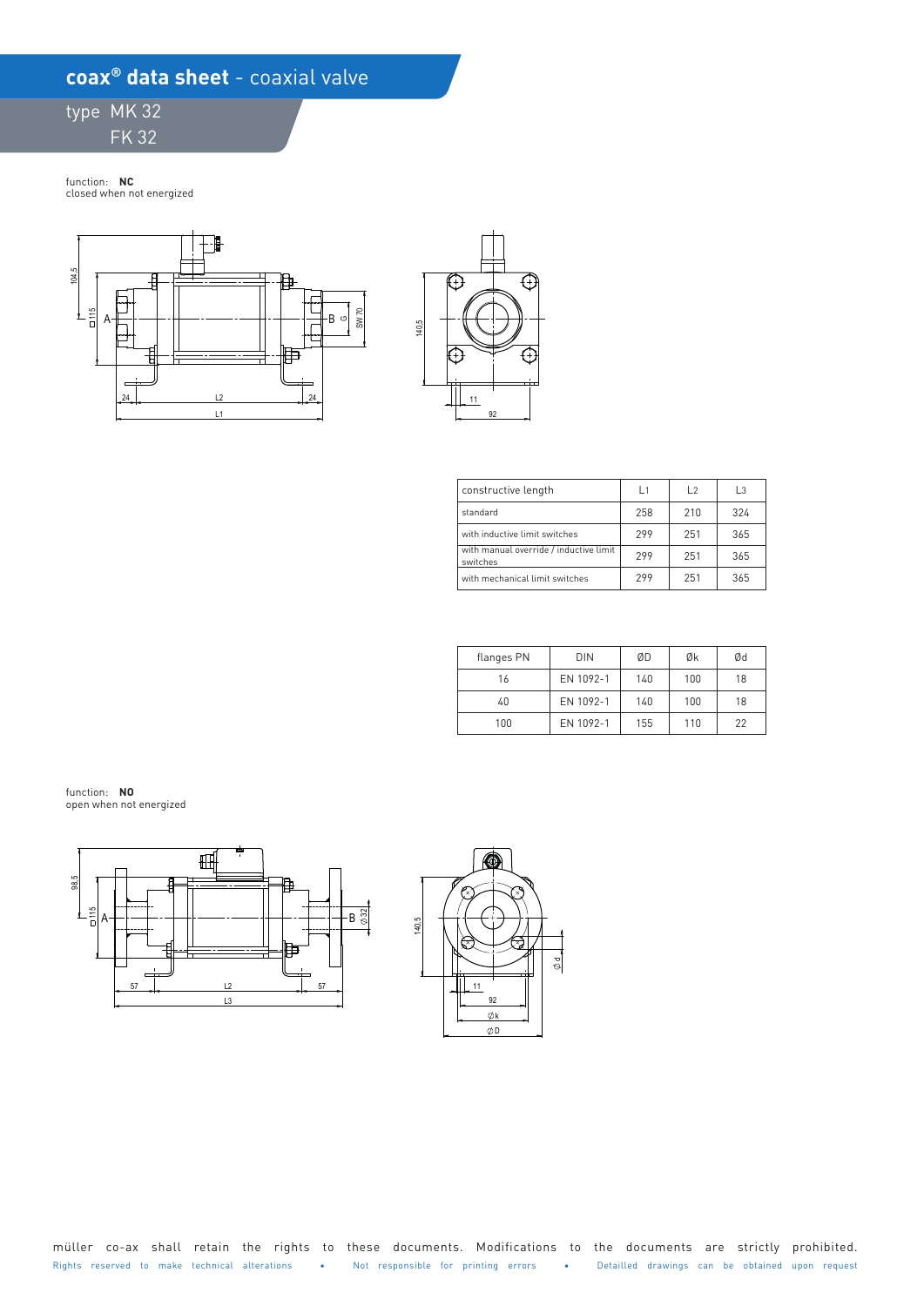# coax® data sheet - coaxial valve

## type MK 32
## FK 32

function: **NC**
closed when not energized

104,5
115
A
B
G
SW 70
24
L2
24
L1

140,5
11
92

| constructive length | L1 | L2 | L3 |
|---|---|---|---|
| standard | 258 | 210 | 324 |
| with inductive limit switches | 299 | 251 | 365 |
| with manual override / inductive limit switches | 299 | 251 | 365 |
| with mechanical limit switches | 299 | 251 | 365 |

| flanges PN | DIN | ØD | Øk | Ød |
|---|---|---|---|---|
| 16 | EN 1092-1 | 140 | 100 | 18 |
| 40 | EN 1092-1 | 140 | 100 | 18 |
| 100 | EN 1092-1 | 155 | 110 | 22 |

function: **NO**
open when not energized

98,5
115
A
B
Ø32
57
L2
57
L3

140,5
11
92
Øk
ØD
Ød

müller co-ax shall retain the rights to these documents. Modifications to the documents are strictly prohibited.
Rights reserved to make technical alterations • Not responsible for printing errors • Detailled drawings can be obtained upon request